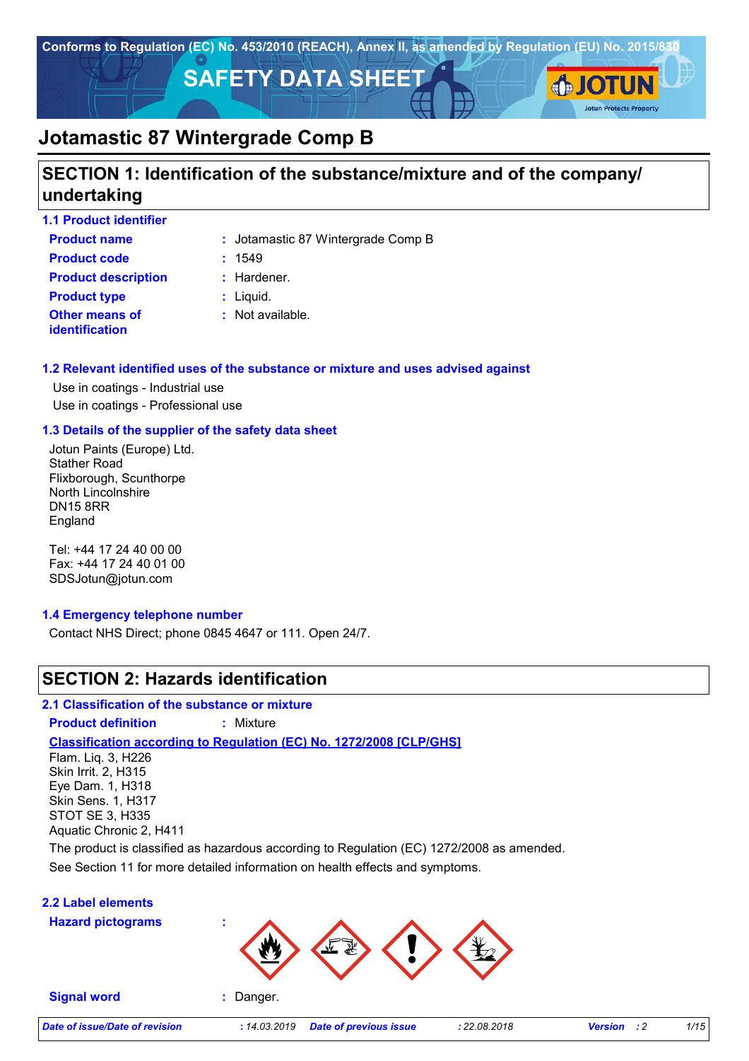Conforms to Regulation (EC) No. 453/2010 (REACH), Annex II, as amended by Regulation (EU) No. 2015/830

# SAFETY DATA SHEET

# Jotamastic 87 Wintergrade Comp B

## SECTION 1: Identification of the substance/mixture and of the company/ undertaking

### 1.1 Product identifier

| | |
|---|---|
| **Product name** | : Jotamastic 87 Wintergrade Comp B |
| **Product code** | : 1549 |
| **Product description** | : Hardener. |
| **Product type** | : Liquid. |
| **Other means of identification** | : Not available. |

### 1.2 Relevant identified uses of the substance or mixture and uses advised against

Use in coatings - Industrial use
Use in coatings - Professional use

### 1.3 Details of the supplier of the safety data sheet

Jotun Paints (Europe) Ltd.
Stather Road
Flixborough, Scunthorpe
North Lincolnshire
DN15 8RR
England

Tel: +44 17 24 40 00 00
Fax: +44 17 24 40 01 00
SDSJotun@jotun.com

### 1.4 Emergency telephone number

Contact NHS Direct; phone 0845 4647 or 111. Open 24/7.

## SECTION 2: Hazards identification

### 2.1 Classification of the substance or mixture

**Product definition** : Mixture

**Classification according to Regulation (EC) No. 1272/2008 [CLP/GHS]**

Flam. Liq. 3, H226
Skin Irrit. 2, H315
Eye Dam. 1, H318
Skin Sens. 1, H317
STOT SE 3, H335
Aquatic Chronic 2, H411

The product is classified as hazardous according to Regulation (EC) 1272/2008 as amended.

See Section 11 for more detailed information on health effects and symptoms.

### 2.2 Label elements

**Hazard pictograms** :

**Signal word** : Danger.

*Date of issue/Date of revision* : *14.03.2019* *Date of previous issue* : *22.08.2018* *Version* : *2*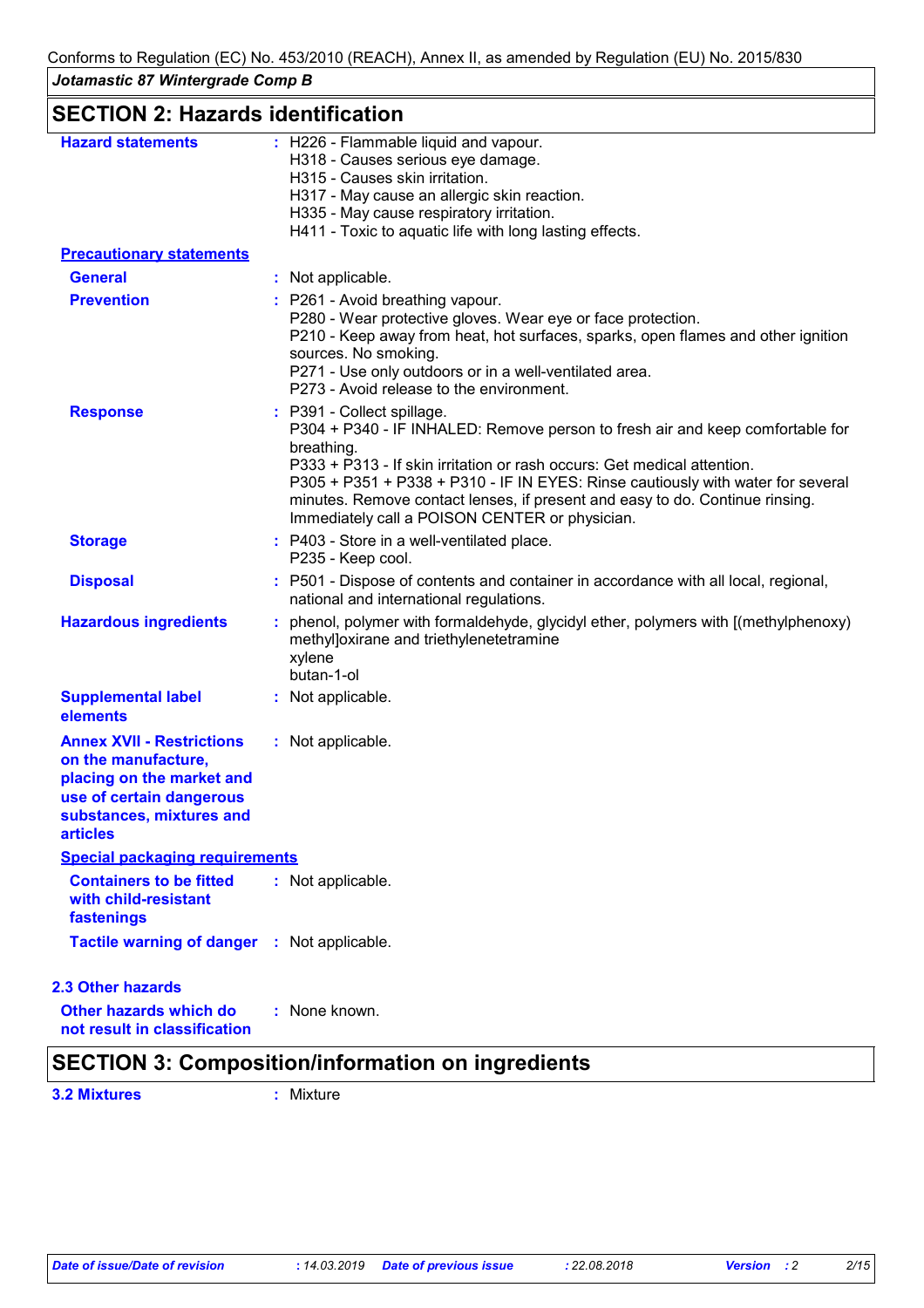## SECTION 2: Hazards identification

| | | |
|---|---|---|
| **Hazard statements** | : | H226 - Flammable liquid and vapour.<br>H318 - Causes serious eye damage.<br>H315 - Causes skin irritation.<br>H317 - May cause an allergic skin reaction.<br>H335 - May cause respiratory irritation.<br>H411 - Toxic to aquatic life with long lasting effects. |

**Precautionary statements**

| | | |
|---|---|---|
| **General** | : | Not applicable. |
| **Prevention** | : | P261 - Avoid breathing vapour.<br>P280 - Wear protective gloves. Wear eye or face protection.<br>P210 - Keep away from heat, hot surfaces, sparks, open flames and other ignition sources. No smoking.<br>P271 - Use only outdoors or in a well-ventilated area.<br>P273 - Avoid release to the environment. |
| **Response** | : | P391 - Collect spillage.<br>P304 + P340 - IF INHALED: Remove person to fresh air and keep comfortable for breathing.<br>P333 + P313 - If skin irritation or rash occurs: Get medical attention.<br>P305 + P351 + P338 + P310 - IF IN EYES: Rinse cautiously with water for several minutes. Remove contact lenses, if present and easy to do. Continue rinsing. Immediately call a POISON CENTER or physician. |
| **Storage** | : | P403 - Store in a well-ventilated place.<br>P235 - Keep cool. |
| **Disposal** | : | P501 - Dispose of contents and container in accordance with all local, regional, national and international regulations. |
| **Hazardous ingredients** | : | phenol, polymer with formaldehyde, glycidyl ether, polymers with [(methylphenoxy) methyl]oxirane and triethylenetetramine<br>xylene<br>butan-1-ol |
| **Supplemental label elements** | : | Not applicable. |
| **Annex XVII - Restrictions on the manufacture, placing on the market and use of certain dangerous substances, mixtures and articles** | : | Not applicable. |

**Special packaging requirements**

| | | |
|---|---|---|
| **Containers to be fitted with child-resistant fastenings** | : | Not applicable. |
| **Tactile warning of danger** | : | Not applicable. |

### 2.3 Other hazards

| | | |
|---|---|---|
| **Other hazards which do not result in classification** | : | None known. |

## SECTION 3: Composition/information on ingredients

| | | |
|---|---|---|
| **3.2 Mixtures** | : | Mixture |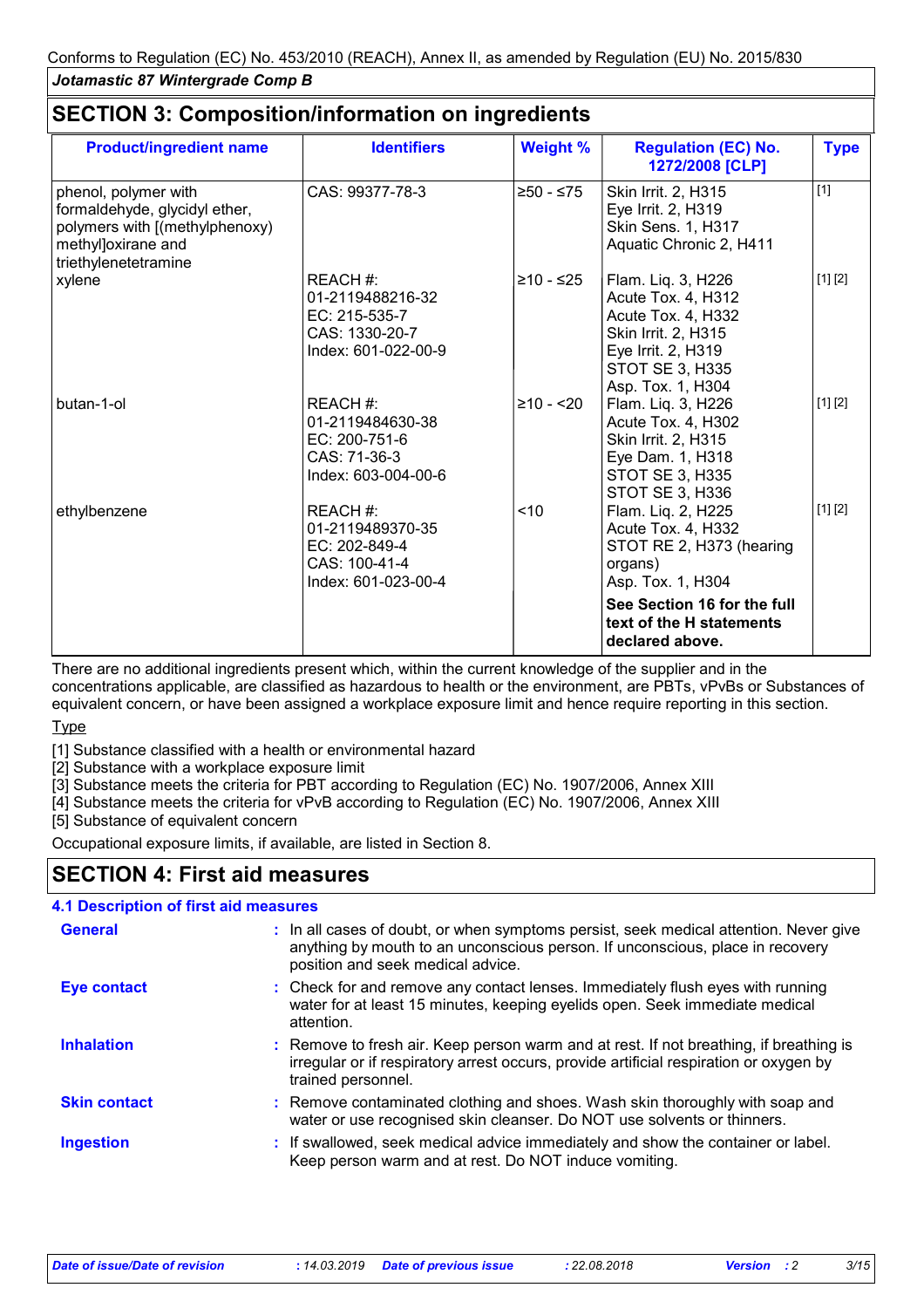Conforms to Regulation (EC) No. 453/2010 (REACH), Annex II, as amended by Regulation (EU) No. 2015/830

*Jotamastic 87 Wintergrade Comp B*

## SECTION 3: Composition/information on ingredients

| Product/ingredient name | Identifiers | Weight % | Regulation (EC) No. 1272/2008 [CLP] | Type |
|---|---|---|---|---|
| phenol, polymer with formaldehyde, glycidyl ether, polymers with [(methylphenoxy) methyl]oxirane and triethylenetetramine | CAS: 99377-78-3 | ≥50 - ≤75 | Skin Irrit. 2, H315<br>Eye Irrit. 2, H319<br>Skin Sens. 1, H317<br>Aquatic Chronic 2, H411 | [1] |
| xylene | REACH #: 01-2119488216-32<br>EC: 215-535-7<br>CAS: 1330-20-7<br>Index: 601-022-00-9 | ≥10 - ≤25 | Flam. Liq. 3, H226<br>Acute Tox. 4, H312<br>Acute Tox. 4, H332<br>Skin Irrit. 2, H315<br>Eye Irrit. 2, H319<br>STOT SE 3, H335<br>Asp. Tox. 1, H304 | [1] [2] |
| butan-1-ol | REACH #: 01-2119484630-38<br>EC: 200-751-6<br>CAS: 71-36-3<br>Index: 603-004-00-6 | ≥10 - <20 | Flam. Liq. 3, H226<br>Acute Tox. 4, H302<br>Skin Irrit. 2, H315<br>Eye Dam. 1, H318<br>STOT SE 3, H335<br>STOT SE 3, H336 | [1] [2] |
| ethylbenzene | REACH #: 01-2119489370-35<br>EC: 202-849-4<br>CAS: 100-41-4<br>Index: 601-023-00-4 | <10 | Flam. Liq. 2, H225<br>Acute Tox. 4, H332<br>STOT RE 2, H373 (hearing organs)<br>Asp. Tox. 1, H304 | [1] [2] |
| | | | **See Section 16 for the full text of the H statements declared above.** | |

There are no additional ingredients present which, within the current knowledge of the supplier and in the concentrations applicable, are classified as hazardous to health or the environment, are PBTs, vPvBs or Substances of equivalent concern, or have been assigned a workplace exposure limit and hence require reporting in this section.

Type

[1] Substance classified with a health or environmental hazard
[2] Substance with a workplace exposure limit
[3] Substance meets the criteria for PBT according to Regulation (EC) No. 1907/2006, Annex XIII
[4] Substance meets the criteria for vPvB according to Regulation (EC) No. 1907/2006, Annex XIII
[5] Substance of equivalent concern

Occupational exposure limits, if available, are listed in Section 8.

## SECTION 4: First aid measures

### 4.1 Description of first aid measures

**General** : In all cases of doubt, or when symptoms persist, seek medical attention. Never give anything by mouth to an unconscious person. If unconscious, place in recovery position and seek medical advice.

**Eye contact** : Check for and remove any contact lenses. Immediately flush eyes with running water for at least 15 minutes, keeping eyelids open. Seek immediate medical attention.

**Inhalation** : Remove to fresh air. Keep person warm and at rest. If not breathing, if breathing is irregular or if respiratory arrest occurs, provide artificial respiration or oxygen by trained personnel.

**Skin contact** : Remove contaminated clothing and shoes. Wash skin thoroughly with soap and water or use recognised skin cleanser. Do NOT use solvents or thinners.

**Ingestion** : If swallowed, seek medical advice immediately and show the container or label. Keep person warm and at rest. Do NOT induce vomiting.

*Date of issue/Date of revision* : 14.03.2019 *Date of previous issue* : 22.08.2018 *Version* : 2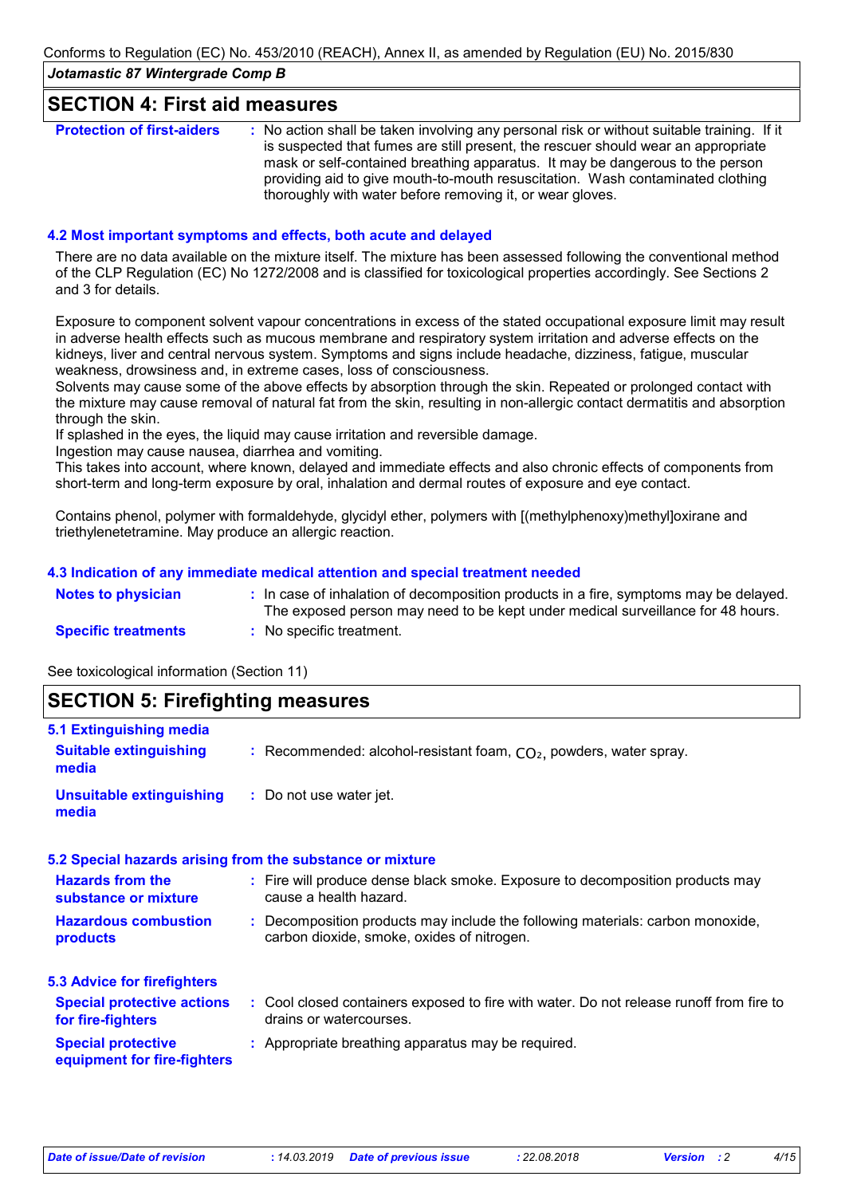## SECTION 4: First aid measures

| | |
|---|---|
| **Protection of first-aiders** | : No action shall be taken involving any personal risk or without suitable training. If it is suspected that fumes are still present, the rescuer should wear an appropriate mask or self-contained breathing apparatus. It may be dangerous to the person providing aid to give mouth-to-mouth resuscitation. Wash contaminated clothing thoroughly with water before removing it, or wear gloves. |

### 4.2 Most important symptoms and effects, both acute and delayed

There are no data available on the mixture itself. The mixture has been assessed following the conventional method of the CLP Regulation (EC) No 1272/2008 and is classified for toxicological properties accordingly. See Sections 2 and 3 for details.

Exposure to component solvent vapour concentrations in excess of the stated occupational exposure limit may result in adverse health effects such as mucous membrane and respiratory system irritation and adverse effects on the kidneys, liver and central nervous system. Symptoms and signs include headache, dizziness, fatigue, muscular weakness, drowsiness and, in extreme cases, loss of consciousness.
Solvents may cause some of the above effects by absorption through the skin. Repeated or prolonged contact with the mixture may cause removal of natural fat from the skin, resulting in non-allergic contact dermatitis and absorption through the skin.
If splashed in the eyes, the liquid may cause irritation and reversible damage.
Ingestion may cause nausea, diarrhea and vomiting.
This takes into account, where known, delayed and immediate effects and also chronic effects of components from short-term and long-term exposure by oral, inhalation and dermal routes of exposure and eye contact.

Contains phenol, polymer with formaldehyde, glycidyl ether, polymers with [(methylphenoxy)methyl]oxirane and triethylenetetramine. May produce an allergic reaction.

### 4.3 Indication of any immediate medical attention and special treatment needed

| | |
|---|---|
| **Notes to physician** | : In case of inhalation of decomposition products in a fire, symptoms may be delayed. The exposed person may need to be kept under medical surveillance for 48 hours. |
| **Specific treatments** | : No specific treatment. |

See toxicological information (Section 11)

## SECTION 5: Firefighting measures

### 5.1 Extinguishing media

| | |
|---|---|
| **Suitable extinguishing media** | : Recommended: alcohol-resistant foam, $CO_2$, powders, water spray. |
| **Unsuitable extinguishing media** | : Do not use water jet. |

### 5.2 Special hazards arising from the substance or mixture

| | |
|---|---|
| **Hazards from the substance or mixture** | : Fire will produce dense black smoke. Exposure to decomposition products may cause a health hazard. |
| **Hazardous combustion products** | : Decomposition products may include the following materials: carbon monoxide, carbon dioxide, smoke, oxides of nitrogen. |

### 5.3 Advice for firefighters

| | |
|---|---|
| **Special protective actions for fire-fighters** | : Cool closed containers exposed to fire with water. Do not release runoff from fire to drains or watercourses. |
| **Special protective equipment for fire-fighters** | : Appropriate breathing apparatus may be required. |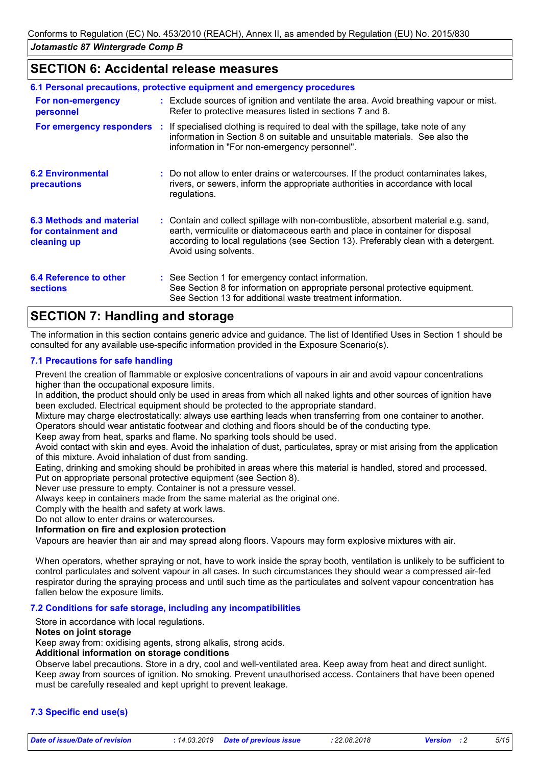## SECTION 6: Accidental release measures

### 6.1 Personal precautions, protective equipment and emergency procedures

**For non-emergency personnel** : Exclude sources of ignition and ventilate the area. Avoid breathing vapour or mist. Refer to protective measures listed in sections 7 and 8.

**For emergency responders** : If specialised clothing is required to deal with the spillage, take note of any information in Section 8 on suitable and unsuitable materials. See also the information in "For non-emergency personnel".

### 6.2 Environmental precautions

: Do not allow to enter drains or watercourses. If the product contaminates lakes, rivers, or sewers, inform the appropriate authorities in accordance with local regulations.

### 6.3 Methods and material for containment and cleaning up

: Contain and collect spillage with non-combustible, absorbent material e.g. sand, earth, vermiculite or diatomaceous earth and place in container for disposal according to local regulations (see Section 13). Preferably clean with a detergent. Avoid using solvents.

### 6.4 Reference to other sections

: See Section 1 for emergency contact information.
See Section 8 for information on appropriate personal protective equipment.
See Section 13 for additional waste treatment information.

## SECTION 7: Handling and storage

The information in this section contains generic advice and guidance. The list of Identified Uses in Section 1 should be consulted for any available use-specific information provided in the Exposure Scenario(s).

### 7.1 Precautions for safe handling

Prevent the creation of flammable or explosive concentrations of vapours in air and avoid vapour concentrations higher than the occupational exposure limits.
In addition, the product should only be used in areas from which all naked lights and other sources of ignition have been excluded. Electrical equipment should be protected to the appropriate standard.
Mixture may charge electrostatically: always use earthing leads when transferring from one container to another. Operators should wear antistatic footwear and clothing and floors should be of the conducting type.
Keep away from heat, sparks and flame. No sparking tools should be used.
Avoid contact with skin and eyes. Avoid the inhalation of dust, particulates, spray or mist arising from the application of this mixture. Avoid inhalation of dust from sanding.
Eating, drinking and smoking should be prohibited in areas where this material is handled, stored and processed.
Put on appropriate personal protective equipment (see Section 8).
Never use pressure to empty. Container is not a pressure vessel.
Always keep in containers made from the same material as the original one.
Comply with the health and safety at work laws.
Do not allow to enter drains or watercourses.

**Information on fire and explosion protection**

Vapours are heavier than air and may spread along floors. Vapours may form explosive mixtures with air.

When operators, whether spraying or not, have to work inside the spray booth, ventilation is unlikely to be sufficient to control particulates and solvent vapour in all cases. In such circumstances they should wear a compressed air-fed respirator during the spraying process and until such time as the particulates and solvent vapour concentration has fallen below the exposure limits.

### 7.2 Conditions for safe storage, including any incompatibilities

Store in accordance with local regulations.

**Notes on joint storage**

Keep away from: oxidising agents, strong alkalis, strong acids.

**Additional information on storage conditions**

Observe label precautions. Store in a dry, cool and well-ventilated area. Keep away from heat and direct sunlight. Keep away from sources of ignition. No smoking. Prevent unauthorised access. Containers that have been opened must be carefully resealed and kept upright to prevent leakage.

### 7.3 Specific end use(s)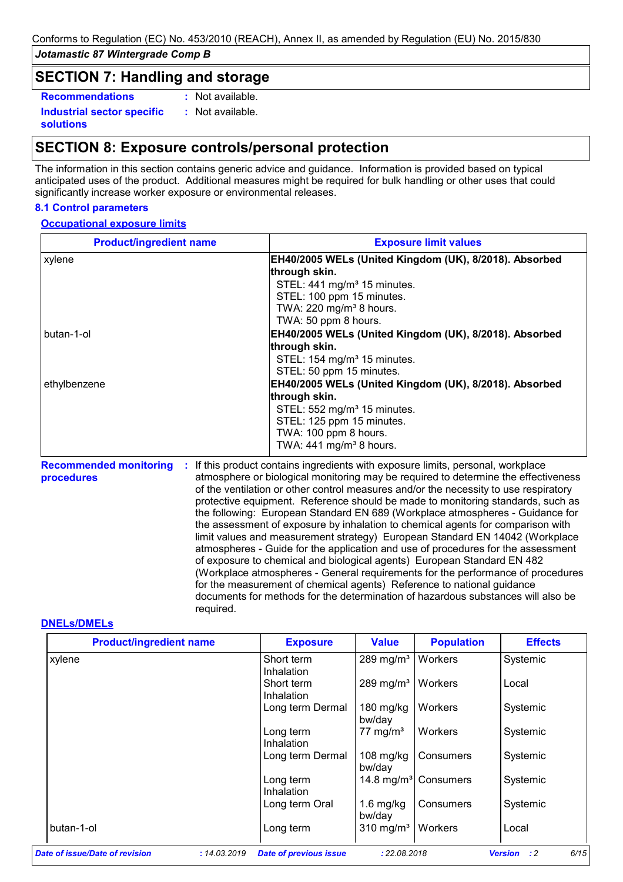## SECTION 7: Handling and storage

**Recommendations** : Not available.

**Industrial sector specific solutions** : Not available.

## SECTION 8: Exposure controls/personal protection

The information in this section contains generic advice and guidance. Information is provided based on typical anticipated uses of the product. Additional measures might be required for bulk handling or other uses that could significantly increase worker exposure or environmental releases.

### 8.1 Control parameters

**Occupational exposure limits**

| Product/ingredient name | Exposure limit values |
|---|---|
| xylene | **EH40/2005 WELs (United Kingdom (UK), 8/2018). Absorbed through skin.**<br>STEL: 441 mg/m³ 15 minutes.<br>STEL: 100 ppm 15 minutes.<br>TWA: 220 mg/m³ 8 hours.<br>TWA: 50 ppm 8 hours. |
| butan-1-ol | **EH40/2005 WELs (United Kingdom (UK), 8/2018). Absorbed through skin.**<br>STEL: 154 mg/m³ 15 minutes.<br>STEL: 50 ppm 15 minutes. |
| ethylbenzene | **EH40/2005 WELs (United Kingdom (UK), 8/2018). Absorbed through skin.**<br>STEL: 552 mg/m³ 15 minutes.<br>STEL: 125 ppm 15 minutes.<br>TWA: 100 ppm 8 hours.<br>TWA: 441 mg/m³ 8 hours. |

**Recommended monitoring procedures** : If this product contains ingredients with exposure limits, personal, workplace atmosphere or biological monitoring may be required to determine the effectiveness of the ventilation or other control measures and/or the necessity to use respiratory protective equipment. Reference should be made to monitoring standards, such as the following: European Standard EN 689 (Workplace atmospheres - Guidance for the assessment of exposure by inhalation to chemical agents for comparison with limit values and measurement strategy) European Standard EN 14042 (Workplace atmospheres - Guide for the application and use of procedures for the assessment of exposure to chemical and biological agents) European Standard EN 482 (Workplace atmospheres - General requirements for the performance of procedures for the measurement of chemical agents) Reference to national guidance documents for methods for the determination of hazardous substances will also be required.

**DNELs/DMELs**

| Product/ingredient name | Exposure | Value | Population | Effects |
|---|---|---|---|---|
| xylene | Short term Inhalation | 289 mg/m³ | Workers | Systemic |
| | Short term Inhalation | 289 mg/m³ | Workers | Local |
| | Long term Dermal | 180 mg/kg bw/day | Workers | Systemic |
| | Long term Inhalation | 77 mg/m³ | Workers | Systemic |
| | Long term Dermal | 108 mg/kg bw/day | Consumers | Systemic |
| | Long term Inhalation | 14.8 mg/m³ | Consumers | Systemic |
| | Long term Oral | 1.6 mg/kg bw/day | Consumers | Systemic |
| butan-1-ol | Long term | 310 mg/m³ | Workers | Local |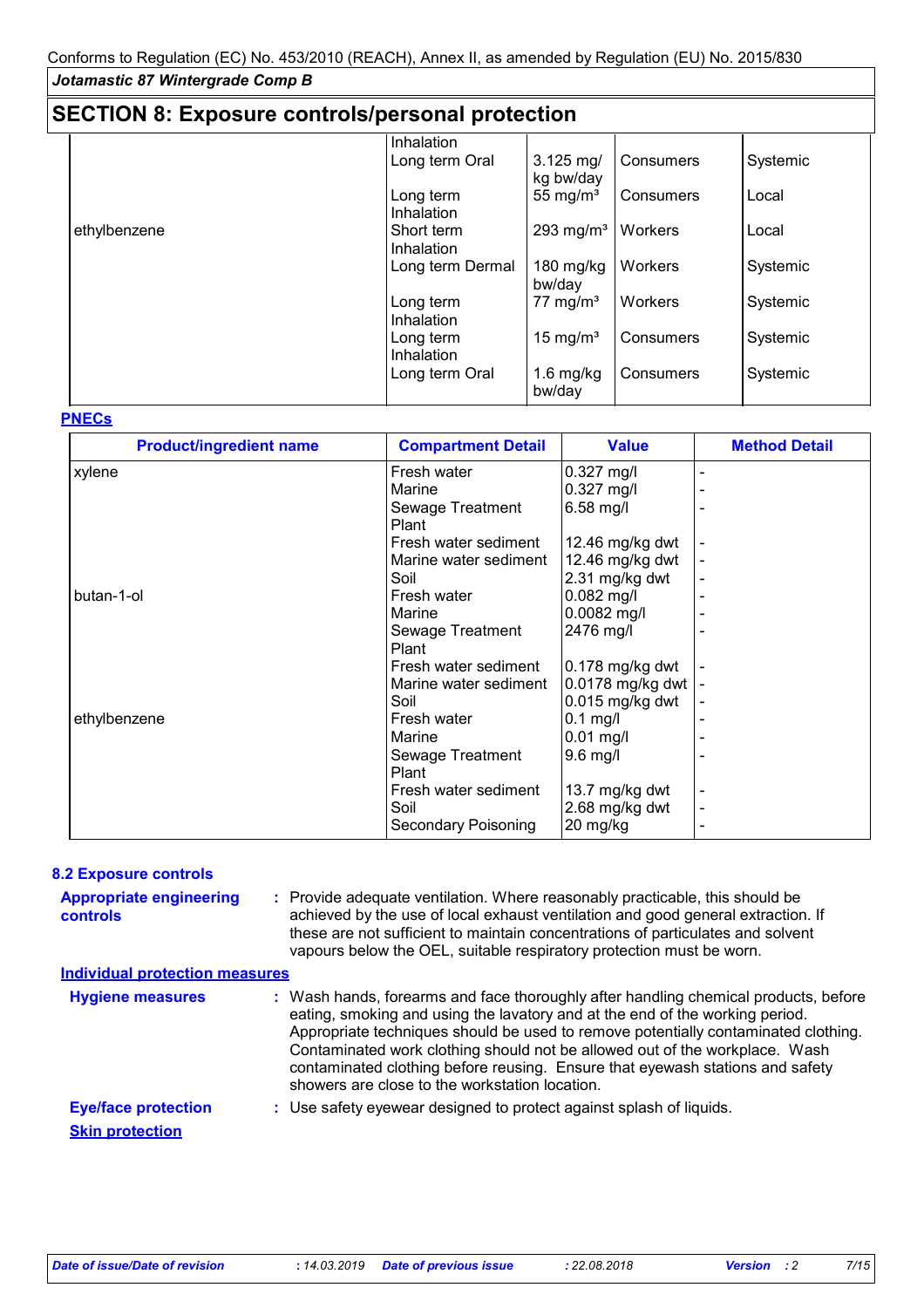## SECTION 8: Exposure controls/personal protection

| | | | | |
|---|---|---|---|---|
| | Inhalation | | | |
| | Long term Oral | 3.125 mg/kg bw/day | Consumers | Systemic |
| | Long term Inhalation | 55 mg/m³ | Consumers | Local |
| ethylbenzene | Short term Inhalation | 293 mg/m³ | Workers | Local |
| | Long term Dermal | 180 mg/kg bw/day | Workers | Systemic |
| | Long term Inhalation | 77 mg/m³ | Workers | Systemic |
| | Long term Inhalation | 15 mg/m³ | Consumers | Systemic |
| | Long term Oral | 1.6 mg/kg bw/day | Consumers | Systemic |

**PNECs**

| Product/ingredient name | Compartment Detail | Value | Method Detail |
|---|---|---|---|
| xylene | Fresh water | 0.327 mg/l | - |
| | Marine | 0.327 mg/l | - |
| | Sewage Treatment Plant | 6.58 mg/l | - |
| | Fresh water sediment | 12.46 mg/kg dwt | - |
| | Marine water sediment | 12.46 mg/kg dwt | - |
| | Soil | 2.31 mg/kg dwt | - |
| butan-1-ol | Fresh water | 0.082 mg/l | - |
| | Marine | 0.0082 mg/l | - |
| | Sewage Treatment Plant | 2476 mg/l | - |
| | Fresh water sediment | 0.178 mg/kg dwt | - |
| | Marine water sediment | 0.0178 mg/kg dwt | - |
| | Soil | 0.015 mg/kg dwt | - |
| ethylbenzene | Fresh water | 0.1 mg/l | - |
| | Marine | 0.01 mg/l | - |
| | Sewage Treatment Plant | 9.6 mg/l | - |
| | Fresh water sediment | 13.7 mg/kg dwt | - |
| | Soil | 2.68 mg/kg dwt | - |
| | Secondary Poisoning | 20 mg/kg | - |

### 8.2 Exposure controls

**Appropriate engineering controls** : Provide adequate ventilation. Where reasonably practicable, this should be achieved by the use of local exhaust ventilation and good general extraction. If these are not sufficient to maintain concentrations of particulates and solvent vapours below the OEL, suitable respiratory protection must be worn.

**Individual protection measures**

**Hygiene measures** : Wash hands, forearms and face thoroughly after handling chemical products, before eating, smoking and using the lavatory and at the end of the working period. Appropriate techniques should be used to remove potentially contaminated clothing. Contaminated work clothing should not be allowed out of the workplace. Wash contaminated clothing before reusing. Ensure that eyewash stations and safety showers are close to the workstation location.

**Eye/face protection** : Use safety eyewear designed to protect against splash of liquids.

**Skin protection**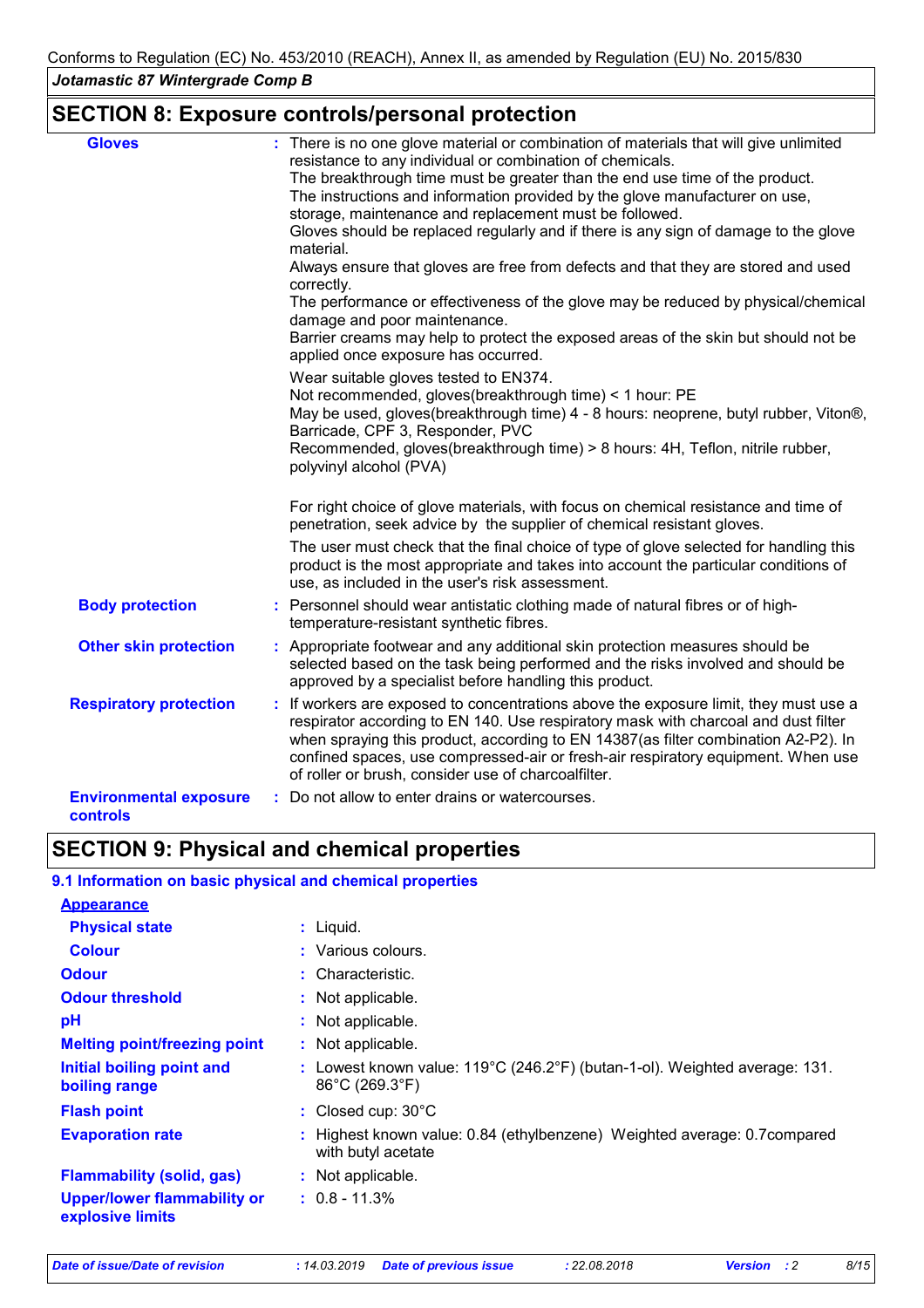## SECTION 8: Exposure controls/personal protection

**Gloves** : There is no one glove material or combination of materials that will give unlimited resistance to any individual or combination of chemicals.
The breakthrough time must be greater than the end use time of the product.
The instructions and information provided by the glove manufacturer on use, storage, maintenance and replacement must be followed.
Gloves should be replaced regularly and if there is any sign of damage to the glove material.
Always ensure that gloves are free from defects and that they are stored and used correctly.
The performance or effectiveness of the glove may be reduced by physical/chemical damage and poor maintenance.
Barrier creams may help to protect the exposed areas of the skin but should not be applied once exposure has occurred.

Wear suitable gloves tested to EN374.
Not recommended, gloves(breakthrough time) < 1 hour: PE
May be used, gloves(breakthrough time) 4 - 8 hours: neoprene, butyl rubber, Viton®, Barricade, CPF 3, Responder, PVC
Recommended, gloves(breakthrough time) > 8 hours: 4H, Teflon, nitrile rubber, polyvinyl alcohol (PVA)

For right choice of glove materials, with focus on chemical resistance and time of penetration, seek advice by the supplier of chemical resistant gloves.

The user must check that the final choice of type of glove selected for handling this product is the most appropriate and takes into account the particular conditions of use, as included in the user's risk assessment.

**Body protection** : Personnel should wear antistatic clothing made of natural fibres or of high-temperature-resistant synthetic fibres.

**Other skin protection** : Appropriate footwear and any additional skin protection measures should be selected based on the task being performed and the risks involved and should be approved by a specialist before handling this product.

**Respiratory protection** : If workers are exposed to concentrations above the exposure limit, they must use a respirator according to EN 140. Use respiratory mask with charcoal and dust filter when spraying this product, according to EN 14387(as filter combination A2-P2). In confined spaces, use compressed-air or fresh-air respiratory equipment. When use of roller or brush, consider use of charcoalfilter.

**Environmental exposure controls** : Do not allow to enter drains or watercourses.

## SECTION 9: Physical and chemical properties

### 9.1 Information on basic physical and chemical properties

**Appearance**

| | |
|---|---|
| **Physical state** | : Liquid. |
| **Colour** | : Various colours. |
| **Odour** | : Characteristic. |
| **Odour threshold** | : Not applicable. |
| **pH** | : Not applicable. |
| **Melting point/freezing point** | : Not applicable. |
| **Initial boiling point and boiling range** | : Lowest known value: 119°C (246.2°F) (butan-1-ol). Weighted average: 131.86°C (269.3°F) |
| **Flash point** | : Closed cup: 30°C |
| **Evaporation rate** | : Highest known value: 0.84 (ethylbenzene) Weighted average: 0.7compared with butyl acetate |
| **Flammability (solid, gas)** | : Not applicable. |
| **Upper/lower flammability or explosive limits** | : 0.8 - 11.3% |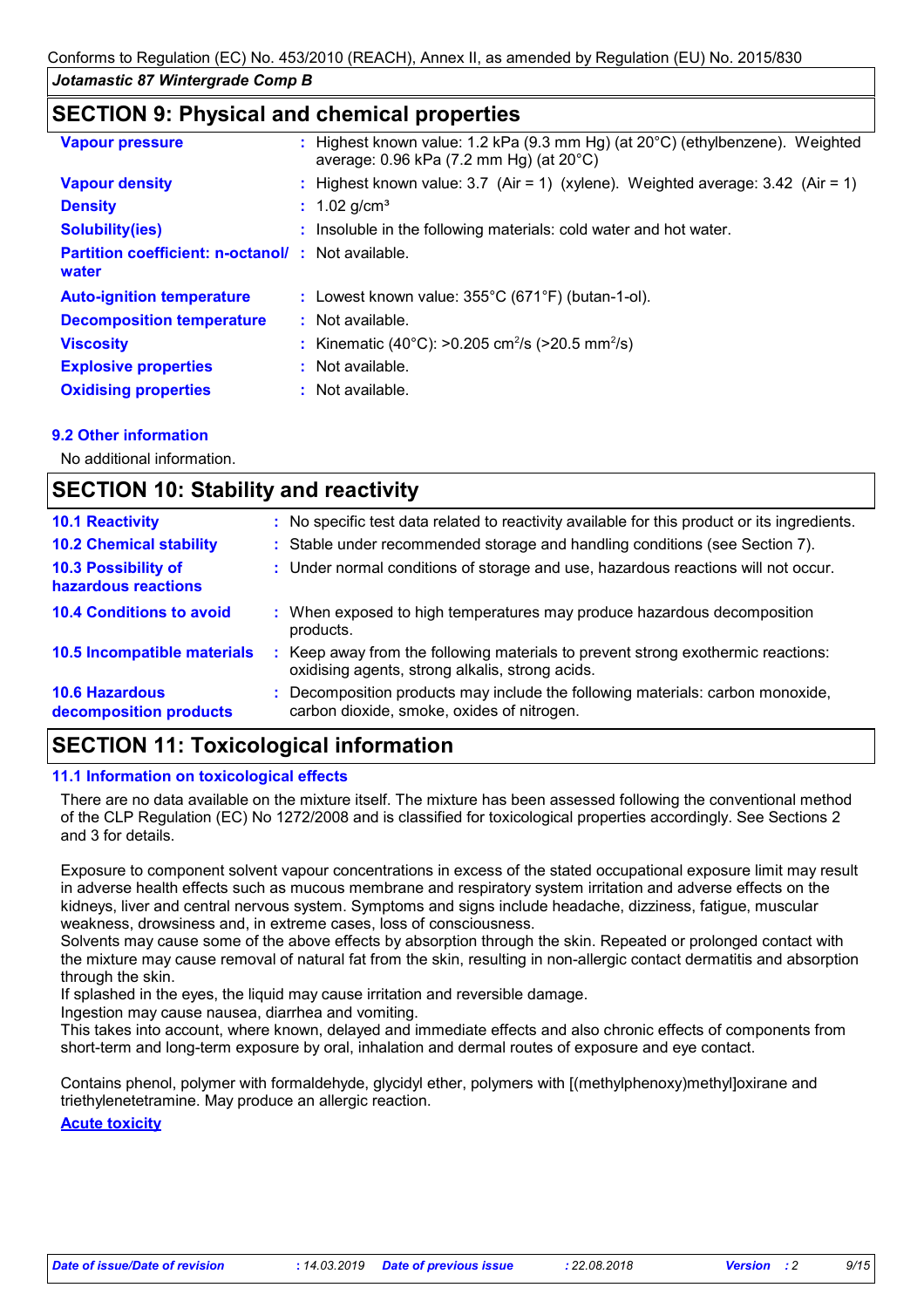## SECTION 9: Physical and chemical properties

| | |
|---|---|
| **Vapour pressure** | : Highest known value: 1.2 kPa (9.3 mm Hg) (at 20°C) (ethylbenzene). Weighted average: 0.96 kPa (7.2 mm Hg) (at 20°C) |
| **Vapour density** | : Highest known value: 3.7 (Air = 1) (xylene). Weighted average: 3.42 (Air = 1) |
| **Density** | : 1.02 g/cm³ |
| **Solubility(ies)** | : Insoluble in the following materials: cold water and hot water. |
| **Partition coefficient: n-octanol/ water** | : Not available. |
| **Auto-ignition temperature** | : Lowest known value: 355°C (671°F) (butan-1-ol). |
| **Decomposition temperature** | : Not available. |
| **Viscosity** | : Kinematic (40°C): >0.205 $cm^2/s$ (>20.5 $mm^2/s$) |
| **Explosive properties** | : Not available. |
| **Oxidising properties** | : Not available. |

### 9.2 Other information

No additional information.

## SECTION 10: Stability and reactivity

| | |
|---|---|
| **10.1 Reactivity** | : No specific test data related to reactivity available for this product or its ingredients. |
| **10.2 Chemical stability** | : Stable under recommended storage and handling conditions (see Section 7). |
| **10.3 Possibility of hazardous reactions** | : Under normal conditions of storage and use, hazardous reactions will not occur. |
| **10.4 Conditions to avoid** | : When exposed to high temperatures may produce hazardous decomposition products. |
| **10.5 Incompatible materials** | : Keep away from the following materials to prevent strong exothermic reactions: oxidising agents, strong alkalis, strong acids. |
| **10.6 Hazardous decomposition products** | : Decomposition products may include the following materials: carbon monoxide, carbon dioxide, smoke, oxides of nitrogen. |

## SECTION 11: Toxicological information

### 11.1 Information on toxicological effects

There are no data available on the mixture itself. The mixture has been assessed following the conventional method of the CLP Regulation (EC) No 1272/2008 and is classified for toxicological properties accordingly. See Sections 2 and 3 for details.

Exposure to component solvent vapour concentrations in excess of the stated occupational exposure limit may result in adverse health effects such as mucous membrane and respiratory system irritation and adverse effects on the kidneys, liver and central nervous system. Symptoms and signs include headache, dizziness, fatigue, muscular weakness, drowsiness and, in extreme cases, loss of consciousness.
Solvents may cause some of the above effects by absorption through the skin. Repeated or prolonged contact with the mixture may cause removal of natural fat from the skin, resulting in non-allergic contact dermatitis and absorption through the skin.
If splashed in the eyes, the liquid may cause irritation and reversible damage.
Ingestion may cause nausea, diarrhea and vomiting.
This takes into account, where known, delayed and immediate effects and also chronic effects of components from short-term and long-term exposure by oral, inhalation and dermal routes of exposure and eye contact.

Contains phenol, polymer with formaldehyde, glycidyl ether, polymers with [(methylphenoxy)methyl]oxirane and triethylenetetramine. May produce an allergic reaction.

**Acute toxicity**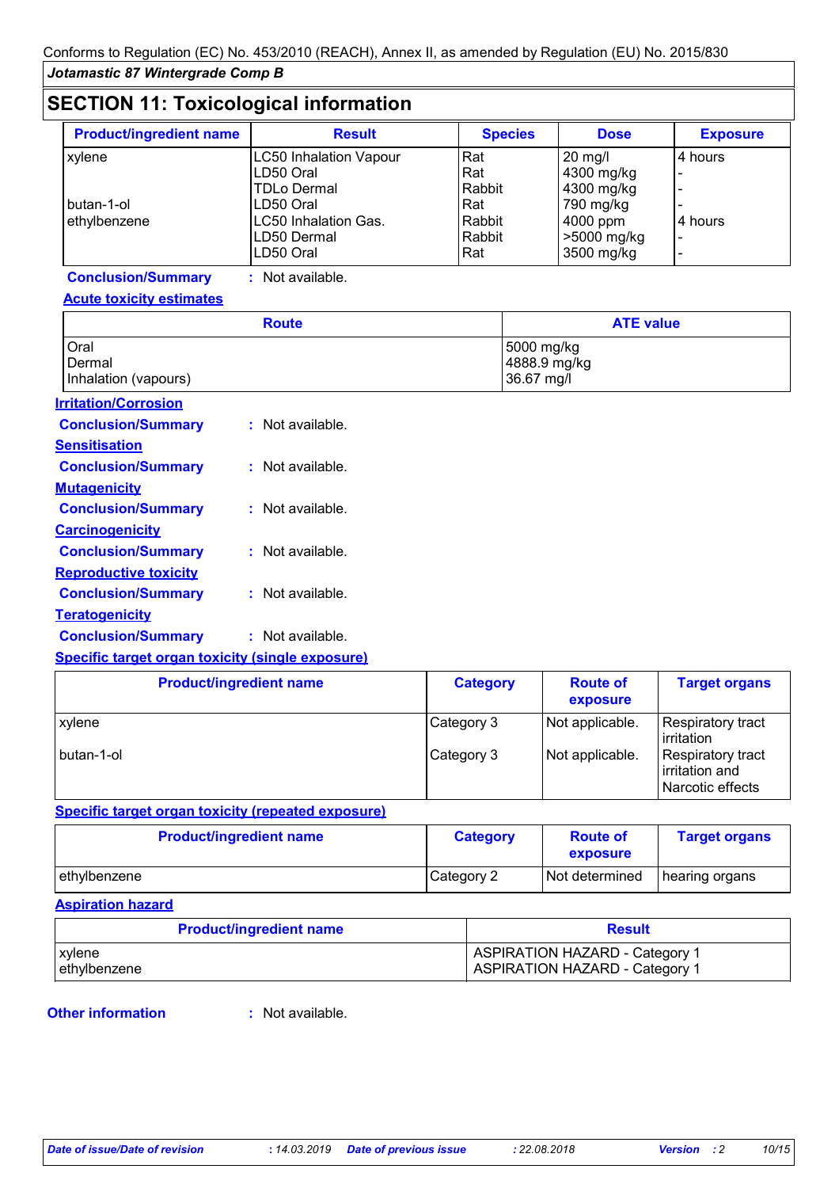## SECTION 11: Toxicological information

| Product/ingredient name | Result | Species | Dose | Exposure |
|---|---|---|---|---|
| xylene | LC50 Inhalation Vapour | Rat | 20 mg/l | 4 hours |
| | LD50 Oral | Rat | 4300 mg/kg | - |
| | TDLo Dermal | Rabbit | 4300 mg/kg | - |
| butan-1-ol | LD50 Oral | Rat | 790 mg/kg | - |
| ethylbenzene | LC50 Inhalation Gas. | Rabbit | 4000 ppm | 4 hours |
| | LD50 Dermal | Rabbit | >5000 mg/kg | - |
| | LD50 Oral | Rat | 3500 mg/kg | - |

**Conclusion/Summary** : Not available.

**Acute toxicity estimates**

| Route | ATE value |
|---|---|
| Oral | 5000 mg/kg |
| Dermal | 4888.9 mg/kg |
| Inhalation (vapours) | 36.67 mg/l |

**Irritation/Corrosion**

**Conclusion/Summary** : Not available.

**Sensitisation**

**Conclusion/Summary** : Not available.

**Mutagenicity**

**Conclusion/Summary** : Not available.

**Carcinogenicity**

**Conclusion/Summary** : Not available.

**Reproductive toxicity**

**Conclusion/Summary** : Not available.

**Teratogenicity**

**Conclusion/Summary** : Not available.

**Specific target organ toxicity (single exposure)**

| Product/ingredient name | Category | Route of exposure | Target organs |
|---|---|---|---|
| xylene | Category 3 | Not applicable. | Respiratory tract irritation |
| butan-1-ol | Category 3 | Not applicable. | Respiratory tract irritation and Narcotic effects |

**Specific target organ toxicity (repeated exposure)**

| Product/ingredient name | Category | Route of exposure | Target organs |
|---|---|---|---|
| ethylbenzene | Category 2 | Not determined | hearing organs |

**Aspiration hazard**

| Product/ingredient name | Result |
|---|---|
| xylene | ASPIRATION HAZARD - Category 1 |
| ethylbenzene | ASPIRATION HAZARD - Category 1 |

**Other information** : Not available.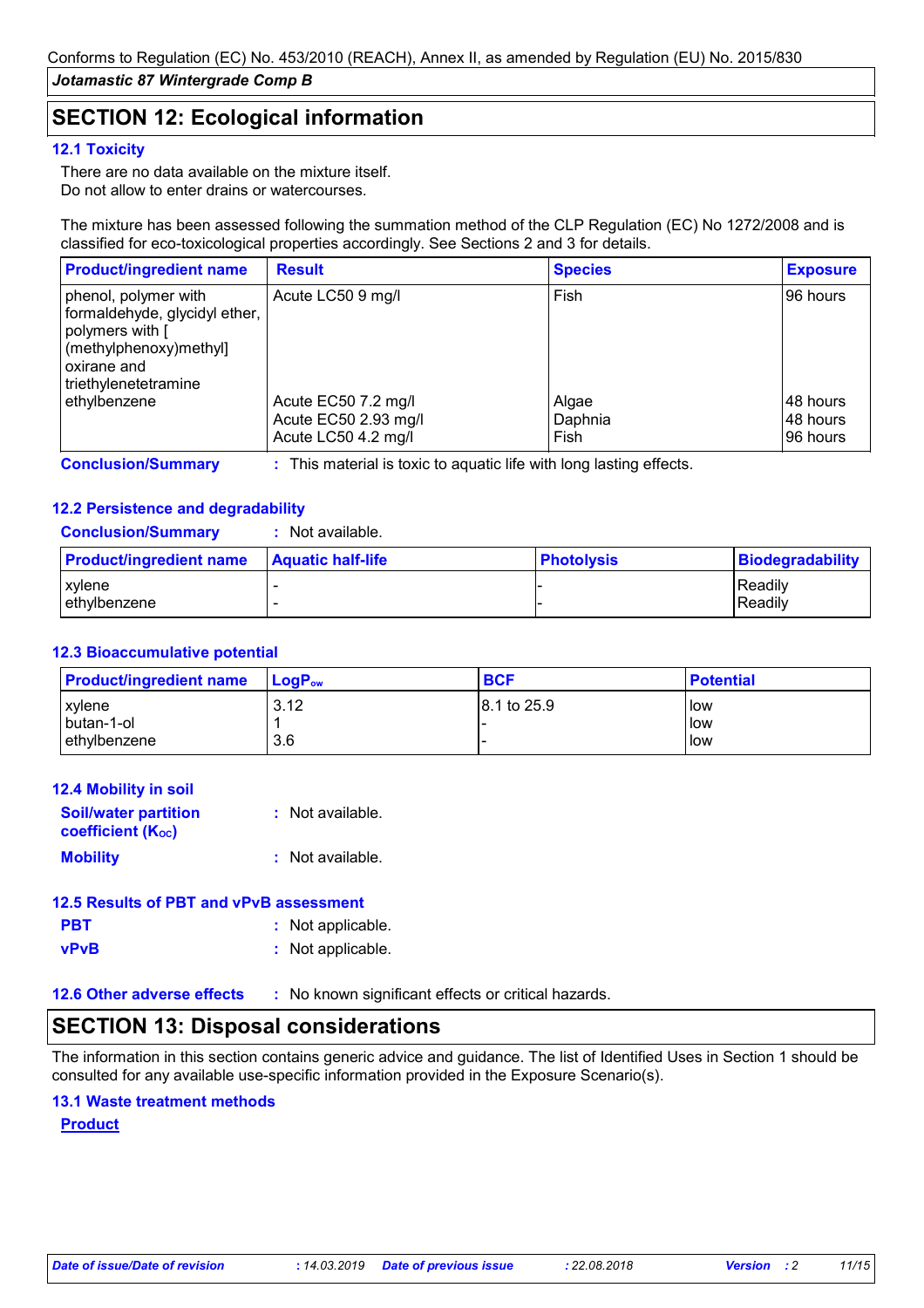Conforms to Regulation (EC) No. 453/2010 (REACH), Annex II, as amended by Regulation (EU) No. 2015/830

*Jotamastic 87 Wintergrade Comp B*

## SECTION 12: Ecological information

### 12.1 Toxicity

There are no data available on the mixture itself.
Do not allow to enter drains or watercourses.

The mixture has been assessed following the summation method of the CLP Regulation (EC) No 1272/2008 and is classified for eco-toxicological properties accordingly. See Sections 2 and 3 for details.

| Product/ingredient name | Result | Species | Exposure |
|---|---|---|---|
| phenol, polymer with formaldehyde, glycidyl ether, polymers with [(methylphenoxy)methyl] oxirane and triethylenetetramine | Acute LC50 9 mg/l | Fish | 96 hours |
| ethylbenzene | Acute EC50 7.2 mg/l | Algae | 48 hours |
| | Acute EC50 2.93 mg/l | Daphnia | 48 hours |
| | Acute LC50 4.2 mg/l | Fish | 96 hours |

**Conclusion/Summary** : This material is toxic to aquatic life with long lasting effects.

### 12.2 Persistence and degradability

**Conclusion/Summary** : Not available.

| Product/ingredient name | Aquatic half-life | Photolysis | Biodegradability |
|---|---|---|---|
| xylene | - | - | Readily |
| ethylbenzene | - | - | Readily |

### 12.3 Bioaccumulative potential

| Product/ingredient name | $LogP_{ow}$ | BCF | Potential |
|---|---|---|---|
| xylene | 3.12 | 8.1 to 25.9 | low |
| butan-1-ol | 1 | - | low |
| ethylbenzene | 3.6 | - | low |

### 12.4 Mobility in soil

**Soil/water partition coefficient ($K_{OC}$)** : Not available.

**Mobility** : Not available.

### 12.5 Results of PBT and vPvB assessment

**PBT** : Not applicable.

**vPvB** : Not applicable.

### 12.6 Other adverse effects

: No known significant effects or critical hazards.

## SECTION 13: Disposal considerations

The information in this section contains generic advice and guidance. The list of Identified Uses in Section 1 should be consulted for any available use-specific information provided in the Exposure Scenario(s).

### 13.1 Waste treatment methods

**Product**

| Date of issue/Date of revision | : 14.03.2019 | Date of previous issue | : 22.08.2018 | Version : 2 |
|---|---|---|---|---|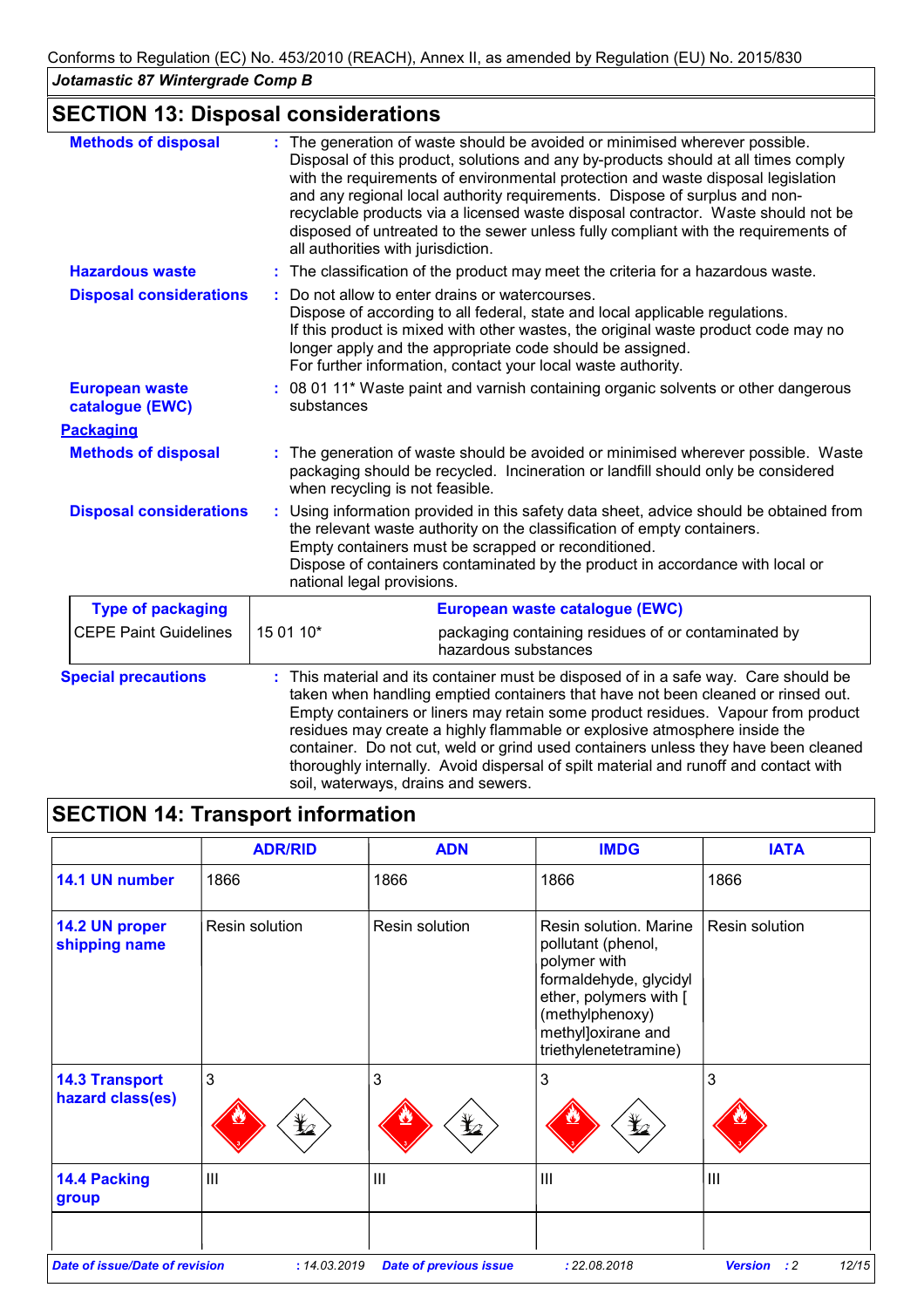## SECTION 13: Disposal considerations

**Methods of disposal** : The generation of waste should be avoided or minimised wherever possible. Disposal of this product, solutions and any by-products should at all times comply with the requirements of environmental protection and waste disposal legislation and any regional local authority requirements. Dispose of surplus and non-recyclable products via a licensed waste disposal contractor. Waste should not be disposed of untreated to the sewer unless fully compliant with the requirements of all authorities with jurisdiction.

**Hazardous waste** : The classification of the product may meet the criteria for a hazardous waste.

**Disposal considerations** : Do not allow to enter drains or watercourses.
Dispose of according to all federal, state and local applicable regulations.
If this product is mixed with other wastes, the original waste product code may no longer apply and the appropriate code should be assigned.
For further information, contact your local waste authority.

**European waste catalogue (EWC)** : 08 01 11* Waste paint and varnish containing organic solvents or other dangerous substances

**Packaging**

**Methods of disposal** : The generation of waste should be avoided or minimised wherever possible. Waste packaging should be recycled. Incineration or landfill should only be considered when recycling is not feasible.

**Disposal considerations** : Using information provided in this safety data sheet, advice should be obtained from the relevant waste authority on the classification of empty containers.
Empty containers must be scrapped or reconditioned.
Dispose of containers contaminated by the product in accordance with local or national legal provisions.

| Type of packaging | European waste catalogue (EWC) | |
|---|---|---|
| CEPE Paint Guidelines | 15 01 10* | packaging containing residues of or contaminated by hazardous substances |

**Special precautions** : This material and its container must be disposed of in a safe way. Care should be taken when handling emptied containers that have not been cleaned or rinsed out. Empty containers or liners may retain some product residues. Vapour from product residues may create a highly flammable or explosive atmosphere inside the container. Do not cut, weld or grind used containers unless they have been cleaned thoroughly internally. Avoid dispersal of spilt material and runoff and contact with soil, waterways, drains and sewers.

## SECTION 14: Transport information

| | ADR/RID | ADN | IMDG | IATA |
|---|---|---|---|---|
| **14.1 UN number** | 1866 | 1866 | 1866 | 1866 |
| **14.2 UN proper shipping name** | Resin solution | Resin solution | Resin solution. Marine pollutant (phenol, polymer with formaldehyde, glycidyl ether, polymers with [ (methylphenoxy) methyl]oxirane and triethylenetetramine) | Resin solution |
| **14.3 Transport hazard class(es)** | 3 | 3 | 3 | 3 |
| **14.4 Packing group** | III | III | III | III |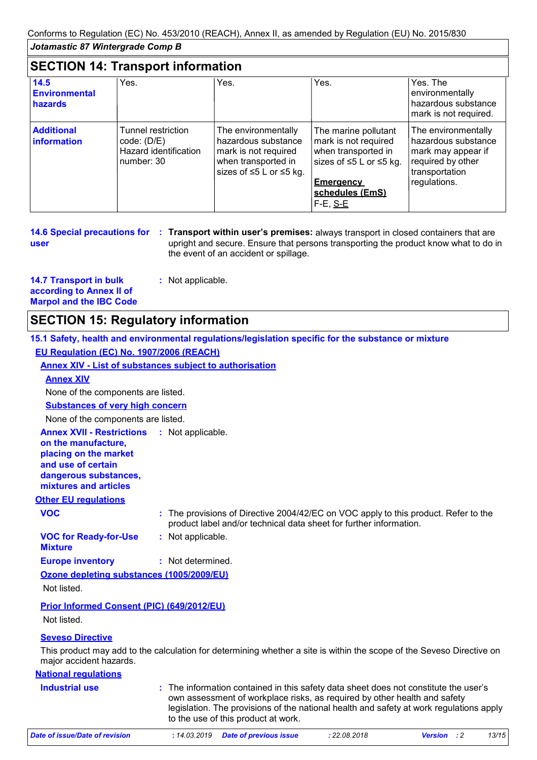Conforms to Regulation (EC) No. 453/2010 (REACH), Annex II, as amended by Regulation (EU) No. 2015/830

*Jotamastic 87 Wintergrade Comp B*

## SECTION 14: Transport information

| | | | | |
|---|---|---|---|---|
| **14.5 Environmental hazards** | Yes. | Yes. | Yes. | Yes. The environmentally hazardous substance mark is not required. |
| **Additional information** | Tunnel restriction code: (D/E) Hazard identification number: 30 | The environmentally hazardous substance mark is not required when transported in sizes of ≤5 L or ≤5 kg. | The marine pollutant mark is not required when transported in sizes of ≤5 L or ≤5 kg. **Emergency schedules (EmS)** F-E, S-E | The environmentally hazardous substance mark may appear if required by other transportation regulations. |

**14.6 Special precautions for user** : **Transport within user's premises:** always transport in closed containers that are upright and secure. Ensure that persons transporting the product know what to do in the event of an accident or spillage.

**14.7 Transport in bulk according to Annex II of Marpol and the IBC Code** : Not applicable.

## SECTION 15: Regulatory information

### 15.1 Safety, health and environmental regulations/legislation specific for the substance or mixture

**EU Regulation (EC) No. 1907/2006 (REACH)**

**Annex XIV - List of substances subject to authorisation**

**Annex XIV**

None of the components are listed.

**Substances of very high concern**

None of the components are listed.

**Annex XVII - Restrictions on the manufacture, placing on the market and use of certain dangerous substances, mixtures and articles** : Not applicable.

**Other EU regulations**

**VOC** : The provisions of Directive 2004/42/EC on VOC apply to this product. Refer to the product label and/or technical data sheet for further information.

**VOC for Ready-for-Use Mixture** : Not applicable.

**Europe inventory** : Not determined.

**Ozone depleting substances (1005/2009/EU)**

Not listed.

**Prior Informed Consent (PIC) (649/2012/EU)**

Not listed.

**Seveso Directive**

This product may add to the calculation for determining whether a site is within the scope of the Seveso Directive on major accident hazards.

**National regulations**

**Industrial use** : The information contained in this safety data sheet does not constitute the user's own assessment of workplace risks, as required by other health and safety legislation. The provisions of the national health and safety at work regulations apply to the use of this product at work.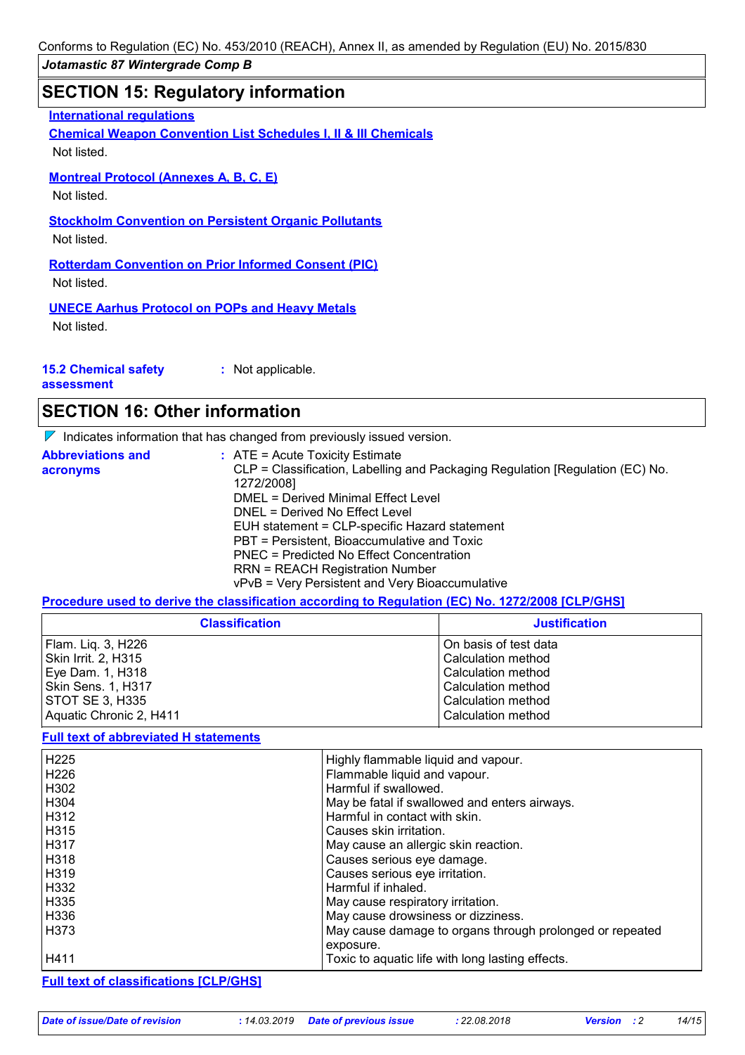# SECTION 15: Regulatory information

**International regulations**

**Chemical Weapon Convention List Schedules I, II & III Chemicals**

Not listed.

**Montreal Protocol (Annexes A, B, C, E)**

Not listed.

**Stockholm Convention on Persistent Organic Pollutants**

Not listed.

**Rotterdam Convention on Prior Informed Consent (PIC)**

Not listed.

**UNECE Aarhus Protocol on POPs and Heavy Metals**

Not listed.

**15.2 Chemical safety assessment** : Not applicable.

# SECTION 16: Other information

Indicates information that has changed from previously issued version.

**Abbreviations and acronyms** :
ATE = Acute Toxicity Estimate
CLP = Classification, Labelling and Packaging Regulation [Regulation (EC) No. 1272/2008]
DMEL = Derived Minimal Effect Level
DNEL = Derived No Effect Level
EUH statement = CLP-specific Hazard statement
PBT = Persistent, Bioaccumulative and Toxic
PNEC = Predicted No Effect Concentration
RRN = REACH Registration Number
vPvB = Very Persistent and Very Bioaccumulative

**Procedure used to derive the classification according to Regulation (EC) No. 1272/2008 [CLP/GHS]**

| Classification | Justification |
|---|---|
| Flam. Liq. 3, H226 | On basis of test data |
| Skin Irrit. 2, H315 | Calculation method |
| Eye Dam. 1, H318 | Calculation method |
| Skin Sens. 1, H317 | Calculation method |
| STOT SE 3, H335 | Calculation method |
| Aquatic Chronic 2, H411 | Calculation method |

**Full text of abbreviated H statements**

| | |
|---|---|
| H225 | Highly flammable liquid and vapour. |
| H226 | Flammable liquid and vapour. |
| H302 | Harmful if swallowed. |
| H304 | May be fatal if swallowed and enters airways. |
| H312 | Harmful in contact with skin. |
| H315 | Causes skin irritation. |
| H317 | May cause an allergic skin reaction. |
| H318 | Causes serious eye damage. |
| H319 | Causes serious eye irritation. |
| H332 | Harmful if inhaled. |
| H335 | May cause respiratory irritation. |
| H336 | May cause drowsiness or dizziness. |
| H373 | May cause damage to organs through prolonged or repeated exposure. |
| H411 | Toxic to aquatic life with long lasting effects. |

**Full text of classifications [CLP/GHS]**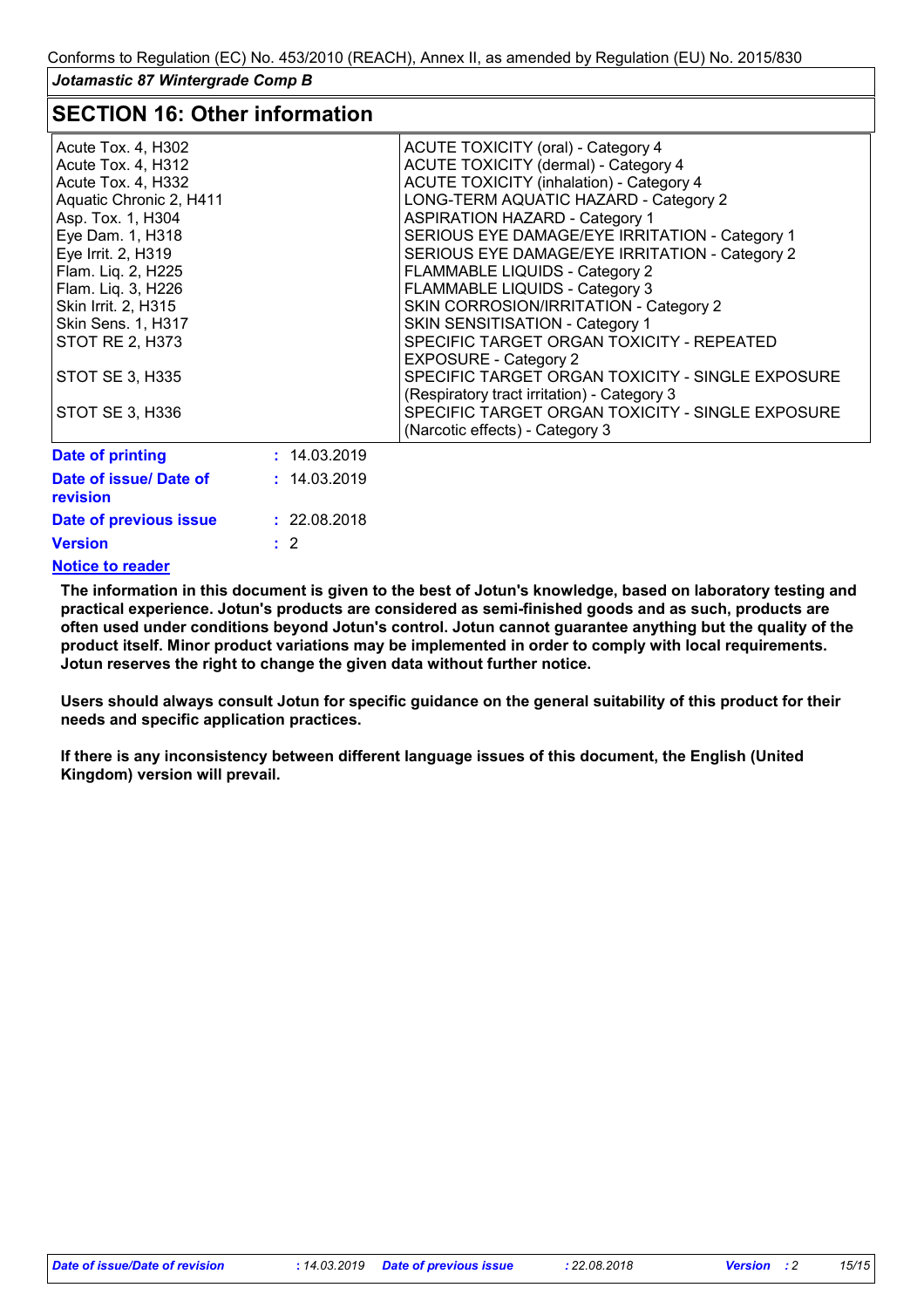## SECTION 16: Other information

| | |
|---|---|
| Acute Tox. 4, H302 | ACUTE TOXICITY (oral) - Category 4 |
| Acute Tox. 4, H312 | ACUTE TOXICITY (dermal) - Category 4 |
| Acute Tox. 4, H332 | ACUTE TOXICITY (inhalation) - Category 4 |
| Aquatic Chronic 2, H411 | LONG-TERM AQUATIC HAZARD - Category 2 |
| Asp. Tox. 1, H304 | ASPIRATION HAZARD - Category 1 |
| Eye Dam. 1, H318 | SERIOUS EYE DAMAGE/EYE IRRITATION - Category 1 |
| Eye Irrit. 2, H319 | SERIOUS EYE DAMAGE/EYE IRRITATION - Category 2 |
| Flam. Liq. 2, H225 | FLAMMABLE LIQUIDS - Category 2 |
| Flam. Liq. 3, H226 | FLAMMABLE LIQUIDS - Category 3 |
| Skin Irrit. 2, H315 | SKIN CORROSION/IRRITATION - Category 2 |
| Skin Sens. 1, H317 | SKIN SENSITISATION - Category 1 |
| STOT RE 2, H373 | SPECIFIC TARGET ORGAN TOXICITY - REPEATED EXPOSURE - Category 2 |
| STOT SE 3, H335 | SPECIFIC TARGET ORGAN TOXICITY - SINGLE EXPOSURE (Respiratory tract irritation) - Category 3 |
| STOT SE 3, H336 | SPECIFIC TARGET ORGAN TOXICITY - SINGLE EXPOSURE (Narcotic effects) - Category 3 |

**Date of printing** : 14.03.2019

**Date of issue/ Date of revision** : 14.03.2019

**Date of previous issue** : 22.08.2018

**Version** : 2

**Notice to reader**

**The information in this document is given to the best of Jotun's knowledge, based on laboratory testing and practical experience. Jotun's products are considered as semi-finished goods and as such, products are often used under conditions beyond Jotun's control. Jotun cannot guarantee anything but the quality of the product itself. Minor product variations may be implemented in order to comply with local requirements. Jotun reserves the right to change the given data without further notice.**

**Users should always consult Jotun for specific guidance on the general suitability of this product for their needs and specific application practices.**

**If there is any inconsistency between different language issues of this document, the English (United Kingdom) version will prevail.**